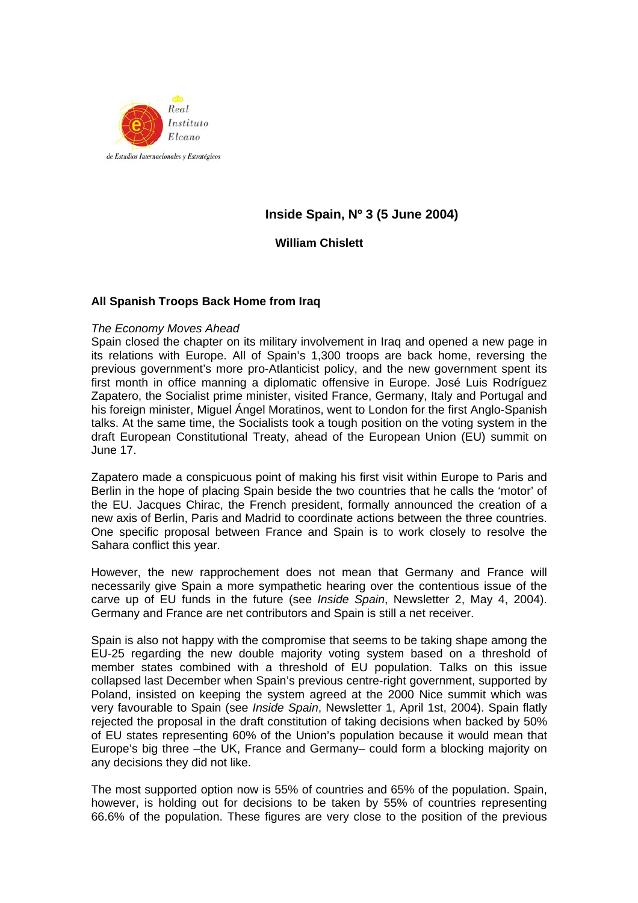# Inside Spain, Nº 3 (5 June 2004)

**William Chislett**

## All Spanish Troops Back Home from Iraq

*The Economy Moves Ahead*

Spain closed the chapter on its military involvement in Iraq and opened a new page in its relations with Europe. All of Spain's 1,300 troops are back home, reversing the previous government's more pro-Atlanticist policy, and the new government spent its first month in office manning a diplomatic offensive in Europe. José Luis Rodríguez Zapatero, the Socialist prime minister, visited France, Germany, Italy and Portugal and his foreign minister, Miguel Ángel Moratinos, went to London for the first Anglo-Spanish talks. At the same time, the Socialists took a tough position on the voting system in the draft European Constitutional Treaty, ahead of the European Union (EU) summit on June 17.

Zapatero made a conspicuous point of making his first visit within Europe to Paris and Berlin in the hope of placing Spain beside the two countries that he calls the 'motor' of the EU. Jacques Chirac, the French president, formally announced the creation of a new axis of Berlin, Paris and Madrid to coordinate actions between the three countries. One specific proposal between France and Spain is to work closely to resolve the Sahara conflict this year.

However, the new rapprochement does not mean that Germany and France will necessarily give Spain a more sympathetic hearing over the contentious issue of the carve up of EU funds in the future (see *Inside Spain*, Newsletter 2, May 4, 2004). Germany and France are net contributors and Spain is still a net receiver.

Spain is also not happy with the compromise that seems to be taking shape among the EU-25 regarding the new double majority voting system based on a threshold of member states combined with a threshold of EU population. Talks on this issue collapsed last December when Spain's previous centre-right government, supported by Poland, insisted on keeping the system agreed at the 2000 Nice summit which was very favourable to Spain (see *Inside Spain*, Newsletter 1, April 1st, 2004). Spain flatly rejected the proposal in the draft constitution of taking decisions when backed by 50% of EU states representing 60% of the Union's population because it would mean that Europe's big three –the UK, France and Germany– could form a blocking majority on any decisions they did not like.

The most supported option now is 55% of countries and 65% of the population. Spain, however, is holding out for decisions to be taken by 55% of countries representing 66.6% of the population. These figures are very close to the position of the previous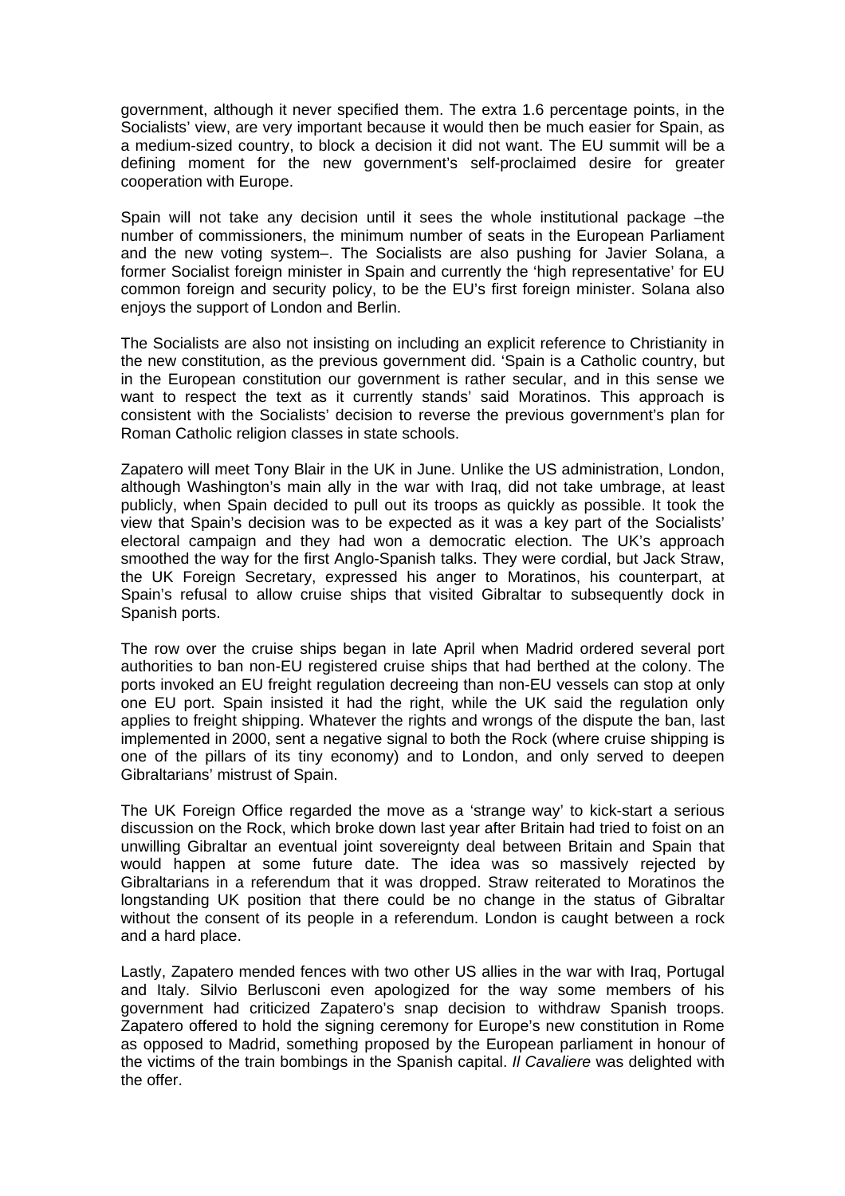government, although it never specified them. The extra 1.6 percentage points, in the Socialists' view, are very important because it would then be much easier for Spain, as a medium-sized country, to block a decision it did not want. The EU summit will be a defining moment for the new government's self-proclaimed desire for greater cooperation with Europe.

Spain will not take any decision until it sees the whole institutional package –the number of commissioners, the minimum number of seats in the European Parliament and the new voting system–. The Socialists are also pushing for Javier Solana, a former Socialist foreign minister in Spain and currently the 'high representative' for EU common foreign and security policy, to be the EU's first foreign minister. Solana also enjoys the support of London and Berlin.

The Socialists are also not insisting on including an explicit reference to Christianity in the new constitution, as the previous government did. 'Spain is a Catholic country, but in the European constitution our government is rather secular, and in this sense we want to respect the text as it currently stands' said Moratinos. This approach is consistent with the Socialists' decision to reverse the previous government's plan for Roman Catholic religion classes in state schools.

Zapatero will meet Tony Blair in the UK in June. Unlike the US administration, London, although Washington's main ally in the war with Iraq, did not take umbrage, at least publicly, when Spain decided to pull out its troops as quickly as possible. It took the view that Spain's decision was to be expected as it was a key part of the Socialists' electoral campaign and they had won a democratic election. The UK's approach smoothed the way for the first Anglo-Spanish talks. They were cordial, but Jack Straw, the UK Foreign Secretary, expressed his anger to Moratinos, his counterpart, at Spain's refusal to allow cruise ships that visited Gibraltar to subsequently dock in Spanish ports.

The row over the cruise ships began in late April when Madrid ordered several port authorities to ban non-EU registered cruise ships that had berthed at the colony. The ports invoked an EU freight regulation decreeing than non-EU vessels can stop at only one EU port. Spain insisted it had the right, while the UK said the regulation only applies to freight shipping. Whatever the rights and wrongs of the dispute the ban, last implemented in 2000, sent a negative signal to both the Rock (where cruise shipping is one of the pillars of its tiny economy) and to London, and only served to deepen Gibraltarians' mistrust of Spain.

The UK Foreign Office regarded the move as a 'strange way' to kick-start a serious discussion on the Rock, which broke down last year after Britain had tried to foist on an unwilling Gibraltar an eventual joint sovereignty deal between Britain and Spain that would happen at some future date. The idea was so massively rejected by Gibraltarians in a referendum that it was dropped. Straw reiterated to Moratinos the longstanding UK position that there could be no change in the status of Gibraltar without the consent of its people in a referendum. London is caught between a rock and a hard place.

Lastly, Zapatero mended fences with two other US allies in the war with Iraq, Portugal and Italy. Silvio Berlusconi even apologized for the way some members of his government had criticized Zapatero's snap decision to withdraw Spanish troops. Zapatero offered to hold the signing ceremony for Europe's new constitution in Rome as opposed to Madrid, something proposed by the European parliament in honour of the victims of the train bombings in the Spanish capital. *Il Cavaliere* was delighted with the offer.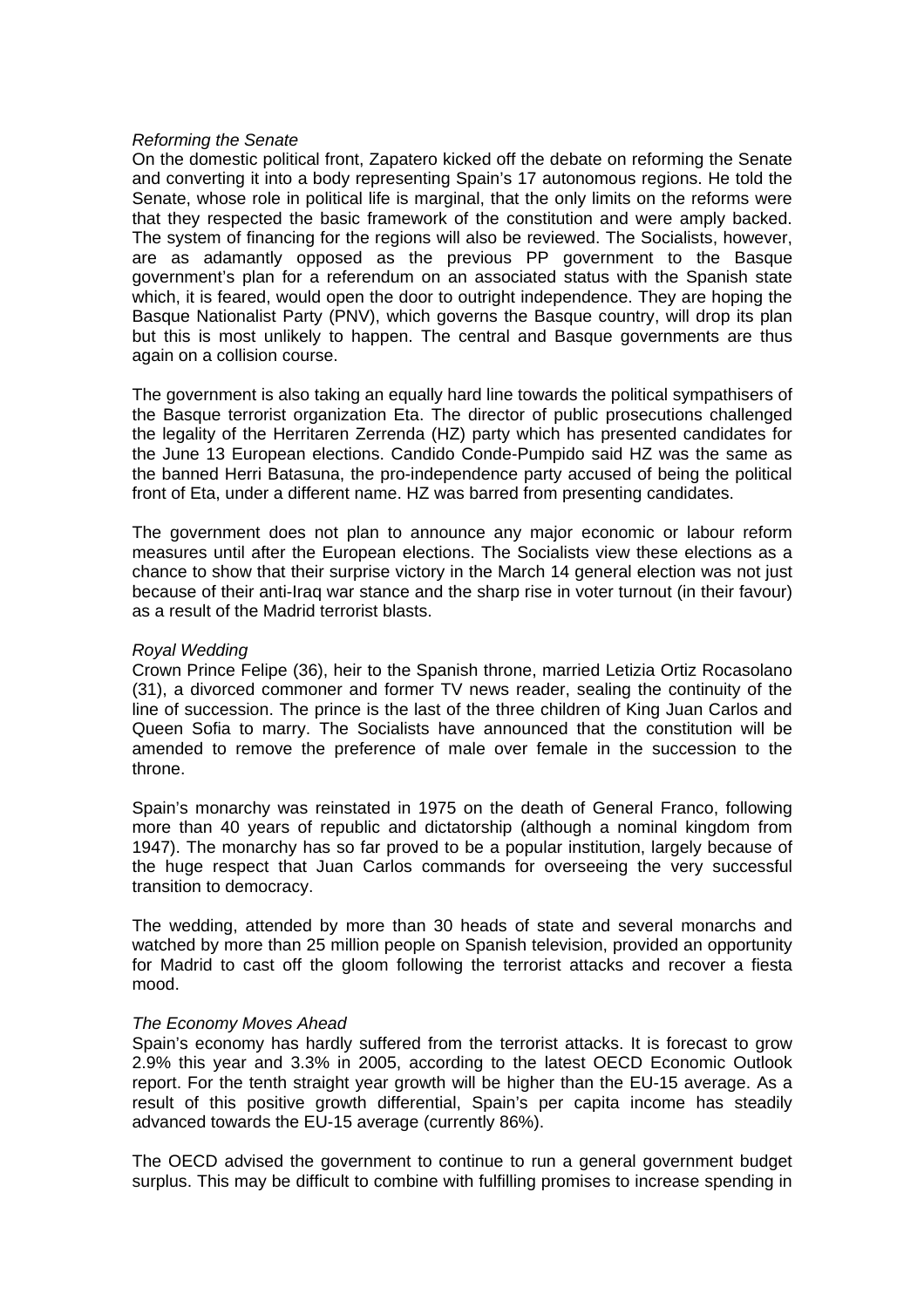*Reforming the Senate*

On the domestic political front, Zapatero kicked off the debate on reforming the Senate and converting it into a body representing Spain's 17 autonomous regions. He told the Senate, whose role in political life is marginal, that the only limits on the reforms were that they respected the basic framework of the constitution and were amply backed. The system of financing for the regions will also be reviewed. The Socialists, however, are as adamantly opposed as the previous PP government to the Basque government's plan for a referendum on an associated status with the Spanish state which, it is feared, would open the door to outright independence. They are hoping the Basque Nationalist Party (PNV), which governs the Basque country, will drop its plan but this is most unlikely to happen. The central and Basque governments are thus again on a collision course.

The government is also taking an equally hard line towards the political sympathisers of the Basque terrorist organization Eta. The director of public prosecutions challenged the legality of the Herritaren Zerrenda (HZ) party which has presented candidates for the June 13 European elections. Candido Conde-Pumpido said HZ was the same as the banned Herri Batasuna, the pro-independence party accused of being the political front of Eta, under a different name. HZ was barred from presenting candidates.

The government does not plan to announce any major economic or labour reform measures until after the European elections. The Socialists view these elections as a chance to show that their surprise victory in the March 14 general election was not just because of their anti-Iraq war stance and the sharp rise in voter turnout (in their favour) as a result of the Madrid terrorist blasts.

*Royal Wedding*

Crown Prince Felipe (36), heir to the Spanish throne, married Letizia Ortiz Rocasolano (31), a divorced commoner and former TV news reader, sealing the continuity of the line of succession. The prince is the last of the three children of King Juan Carlos and Queen Sofia to marry. The Socialists have announced that the constitution will be amended to remove the preference of male over female in the succession to the throne.

Spain's monarchy was reinstated in 1975 on the death of General Franco, following more than 40 years of republic and dictatorship (although a nominal kingdom from 1947). The monarchy has so far proved to be a popular institution, largely because of the huge respect that Juan Carlos commands for overseeing the very successful transition to democracy.

The wedding, attended by more than 30 heads of state and several monarchs and watched by more than 25 million people on Spanish television, provided an opportunity for Madrid to cast off the gloom following the terrorist attacks and recover a fiesta mood.

*The Economy Moves Ahead*

Spain's economy has hardly suffered from the terrorist attacks. It is forecast to grow 2.9% this year and 3.3% in 2005, according to the latest OECD Economic Outlook report. For the tenth straight year growth will be higher than the EU-15 average. As a result of this positive growth differential, Spain's per capita income has steadily advanced towards the EU-15 average (currently 86%).

The OECD advised the government to continue to run a general government budget surplus. This may be difficult to combine with fulfilling promises to increase spending in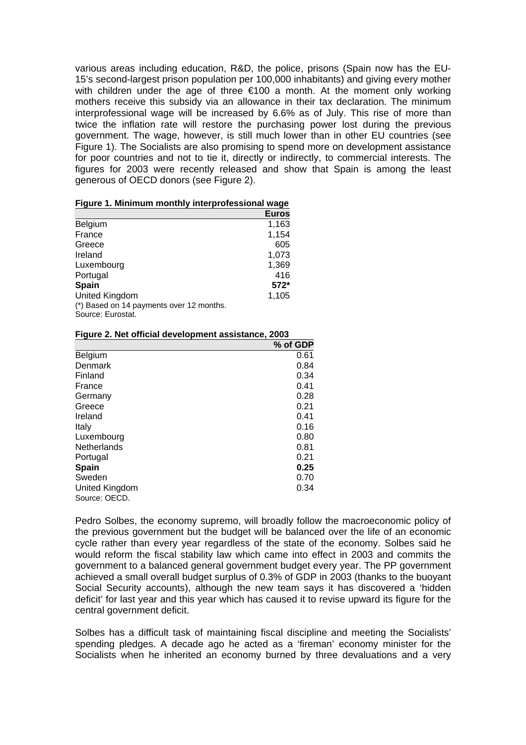various areas including education, R&D, the police, prisons (Spain now has the EU-15's second-largest prison population per 100,000 inhabitants) and giving every mother with children under the age of three €100 a month. At the moment only working mothers receive this subsidy via an allowance in their tax declaration. The minimum interprofessional wage will be increased by 6.6% as of July. This rise of more than twice the inflation rate will restore the purchasing power lost during the previous government. The wage, however, is still much lower than in other EU countries (see Figure 1). The Socialists are also promising to spend more on development assistance for poor countries and not to tie it, directly or indirectly, to commercial interests. The figures for 2003 were recently released and show that Spain is among the least generous of OECD donors (see Figure 2).

**Figure 1. Minimum monthly interprofessional wage**

| | Euros |
|---|---|
| Belgium | 1,163 |
| France | 1,154 |
| Greece | 605 |
| Ireland | 1,073 |
| Luxembourg | 1,369 |
| Portugal | 416 |
| **Spain** | **572*** |
| United Kingdom | 1,105 |

(*) Based on 14 payments over 12 months.
Source: Eurostat.

**Figure 2. Net official development assistance, 2003**

| | % of GDP |
|---|---|
| Belgium | 0.61 |
| Denmark | 0.84 |
| Finland | 0.34 |
| France | 0.41 |
| Germany | 0.28 |
| Greece | 0.21 |
| Ireland | 0.41 |
| Italy | 0.16 |
| Luxembourg | 0.80 |
| Netherlands | 0.81 |
| Portugal | 0.21 |
| **Spain** | **0.25** |
| Sweden | 0.70 |
| United Kingdom | 0.34 |

Source: OECD.

Pedro Solbes, the economy supremo, will broadly follow the macroeconomic policy of the previous government but the budget will be balanced over the life of an economic cycle rather than every year regardless of the state of the economy. Solbes said he would reform the fiscal stability law which came into effect in 2003 and commits the government to a balanced general government budget every year. The PP government achieved a small overall budget surplus of 0.3% of GDP in 2003 (thanks to the buoyant Social Security accounts), although the new team says it has discovered a 'hidden deficit' for last year and this year which has caused it to revise upward its figure for the central government deficit.

Solbes has a difficult task of maintaining fiscal discipline and meeting the Socialists' spending pledges. A decade ago he acted as a 'fireman' economy minister for the Socialists when he inherited an economy burned by three devaluations and a very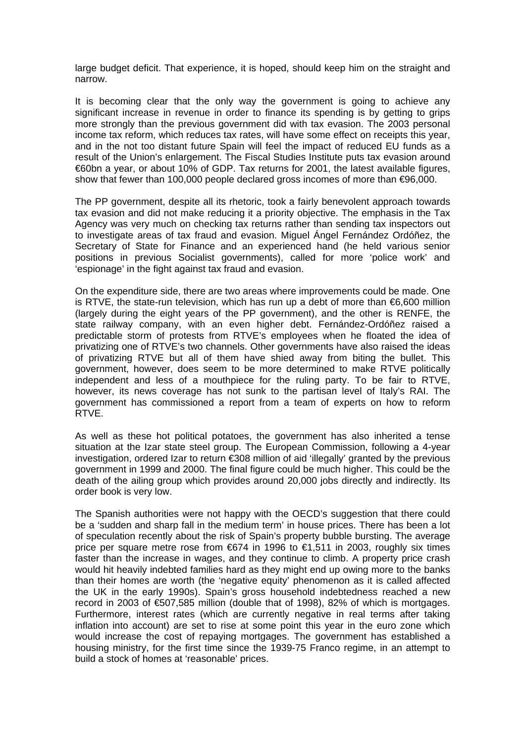large budget deficit. That experience, it is hoped, should keep him on the straight and narrow.

It is becoming clear that the only way the government is going to achieve any significant increase in revenue in order to finance its spending is by getting to grips more strongly than the previous government did with tax evasion. The 2003 personal income tax reform, which reduces tax rates, will have some effect on receipts this year, and in the not too distant future Spain will feel the impact of reduced EU funds as a result of the Union's enlargement. The Fiscal Studies Institute puts tax evasion around €60bn a year, or about 10% of GDP. Tax returns for 2001, the latest available figures, show that fewer than 100,000 people declared gross incomes of more than €96,000.

The PP government, despite all its rhetoric, took a fairly benevolent approach towards tax evasion and did not make reducing it a priority objective. The emphasis in the Tax Agency was very much on checking tax returns rather than sending tax inspectors out to investigate areas of tax fraud and evasion. Miguel Ángel Fernández Ordóñez, the Secretary of State for Finance and an experienced hand (he held various senior positions in previous Socialist governments), called for more 'police work' and 'espionage' in the fight against tax fraud and evasion.

On the expenditure side, there are two areas where improvements could be made. One is RTVE, the state-run television, which has run up a debt of more than €6,600 million (largely during the eight years of the PP government), and the other is RENFE, the state railway company, with an even higher debt. Fernández-Ordóñez raised a predictable storm of protests from RTVE's employees when he floated the idea of privatizing one of RTVE's two channels. Other governments have also raised the ideas of privatizing RTVE but all of them have shied away from biting the bullet. This government, however, does seem to be more determined to make RTVE politically independent and less of a mouthpiece for the ruling party. To be fair to RTVE, however, its news coverage has not sunk to the partisan level of Italy's RAI. The government has commissioned a report from a team of experts on how to reform RTVE.

As well as these hot political potatoes, the government has also inherited a tense situation at the Izar state steel group. The European Commission, following a 4-year investigation, ordered Izar to return €308 million of aid 'illegally' granted by the previous government in 1999 and 2000. The final figure could be much higher. This could be the death of the ailing group which provides around 20,000 jobs directly and indirectly. Its order book is very low.

The Spanish authorities were not happy with the OECD's suggestion that there could be a 'sudden and sharp fall in the medium term' in house prices. There has been a lot of speculation recently about the risk of Spain's property bubble bursting. The average price per square metre rose from €674 in 1996 to €1,511 in 2003, roughly six times faster than the increase in wages, and they continue to climb. A property price crash would hit heavily indebted families hard as they might end up owing more to the banks than their homes are worth (the 'negative equity' phenomenon as it is called affected the UK in the early 1990s). Spain's gross household indebtedness reached a new record in 2003 of €507,585 million (double that of 1998), 82% of which is mortgages. Furthermore, interest rates (which are currently negative in real terms after taking inflation into account) are set to rise at some point this year in the euro zone which would increase the cost of repaying mortgages. The government has established a housing ministry, for the first time since the 1939-75 Franco regime, in an attempt to build a stock of homes at 'reasonable' prices.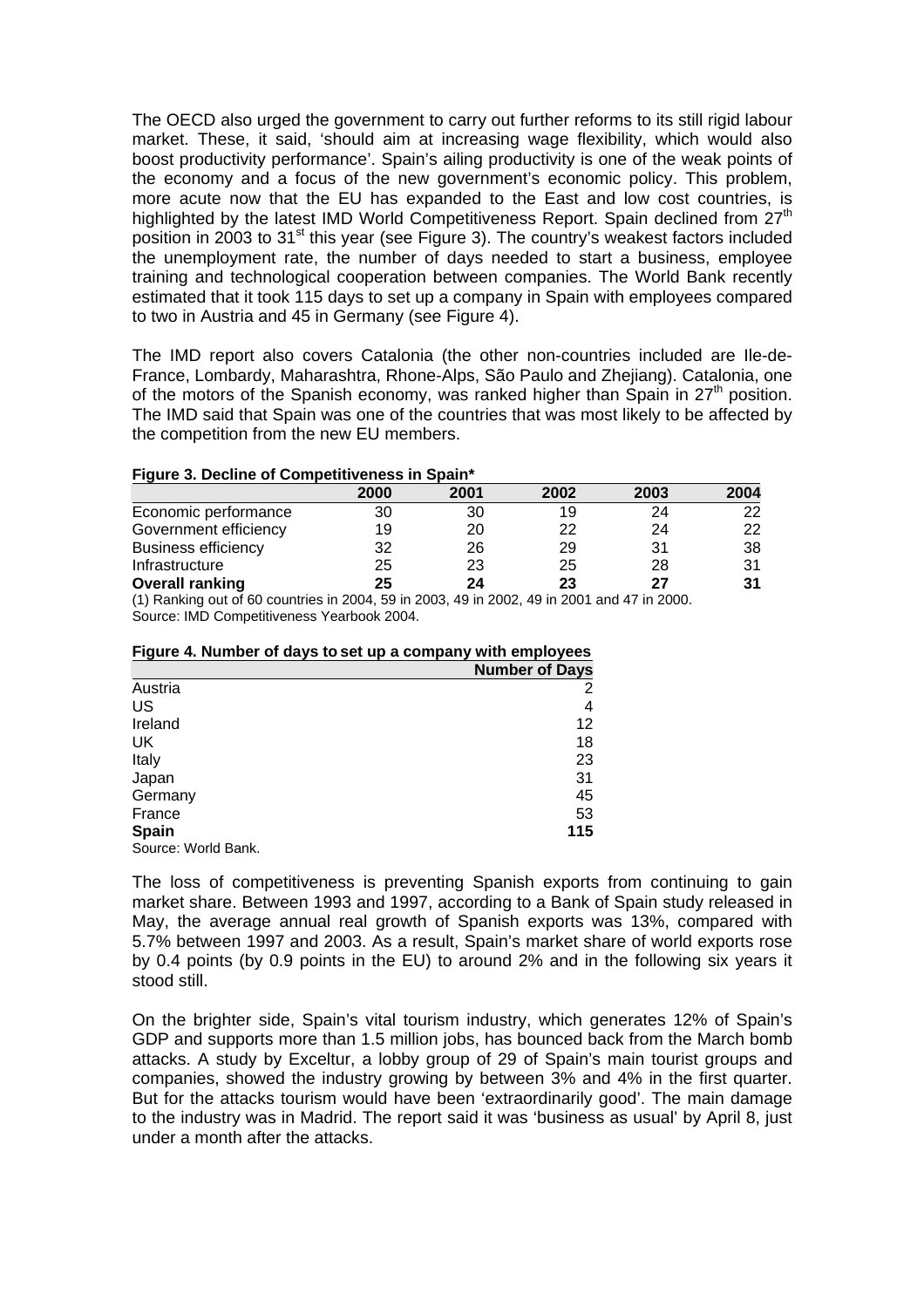The OECD also urged the government to carry out further reforms to its still rigid labour market. These, it said, 'should aim at increasing wage flexibility, which would also boost productivity performance'. Spain's ailing productivity is one of the weak points of the economy and a focus of the new government's economic policy. This problem, more acute now that the EU has expanded to the East and low cost countries, is highlighted by the latest IMD World Competitiveness Report. Spain declined from 27th position in 2003 to 31st this year (see Figure 3). The country's weakest factors included the unemployment rate, the number of days needed to start a business, employee training and technological cooperation between companies. The World Bank recently estimated that it took 115 days to set up a company in Spain with employees compared to two in Austria and 45 in Germany (see Figure 4).

The IMD report also covers Catalonia (the other non-countries included are Ile-de-France, Lombardy, Maharashtra, Rhone-Alps, São Paulo and Zhejiang). Catalonia, one of the motors of the Spanish economy, was ranked higher than Spain in 27th position. The IMD said that Spain was one of the countries that was most likely to be affected by the competition from the new EU members.

**Figure 3. Decline of Competitiveness in Spain***

| | 2000 | 2001 | 2002 | 2003 | 2004 |
|---|---|---|---|---|---|
| Economic performance | 30 | 30 | 19 | 24 | 22 |
| Government efficiency | 19 | 20 | 22 | 24 | 22 |
| Business efficiency | 32 | 26 | 29 | 31 | 38 |
| Infrastructure | 25 | 23 | 25 | 28 | 31 |
| **Overall ranking** | **25** | **24** | **23** | **27** | **31** |

(1) Ranking out of 60 countries in 2004, 59 in 2003, 49 in 2002, 49 in 2001 and 47 in 2000.
Source: IMD Competitiveness Yearbook 2004.

**Figure 4. Number of days to set up a company with employees**

| | Number of Days |
|---|---|
| Austria | 2 |
| US | 4 |
| Ireland | 12 |
| UK | 18 |
| Italy | 23 |
| Japan | 31 |
| Germany | 45 |
| France | 53 |
| **Spain** | **115** |

Source: World Bank.

The loss of competitiveness is preventing Spanish exports from continuing to gain market share. Between 1993 and 1997, according to a Bank of Spain study released in May, the average annual real growth of Spanish exports was 13%, compared with 5.7% between 1997 and 2003. As a result, Spain's market share of world exports rose by 0.4 points (by 0.9 points in the EU) to around 2% and in the following six years it stood still.

On the brighter side, Spain's vital tourism industry, which generates 12% of Spain's GDP and supports more than 1.5 million jobs, has bounced back from the March bomb attacks. A study by Exceltur, a lobby group of 29 of Spain's main tourist groups and companies, showed the industry growing by between 3% and 4% in the first quarter. But for the attacks tourism would have been 'extraordinarily good'. The main damage to the industry was in Madrid. The report said it was 'business as usual' by April 8, just under a month after the attacks.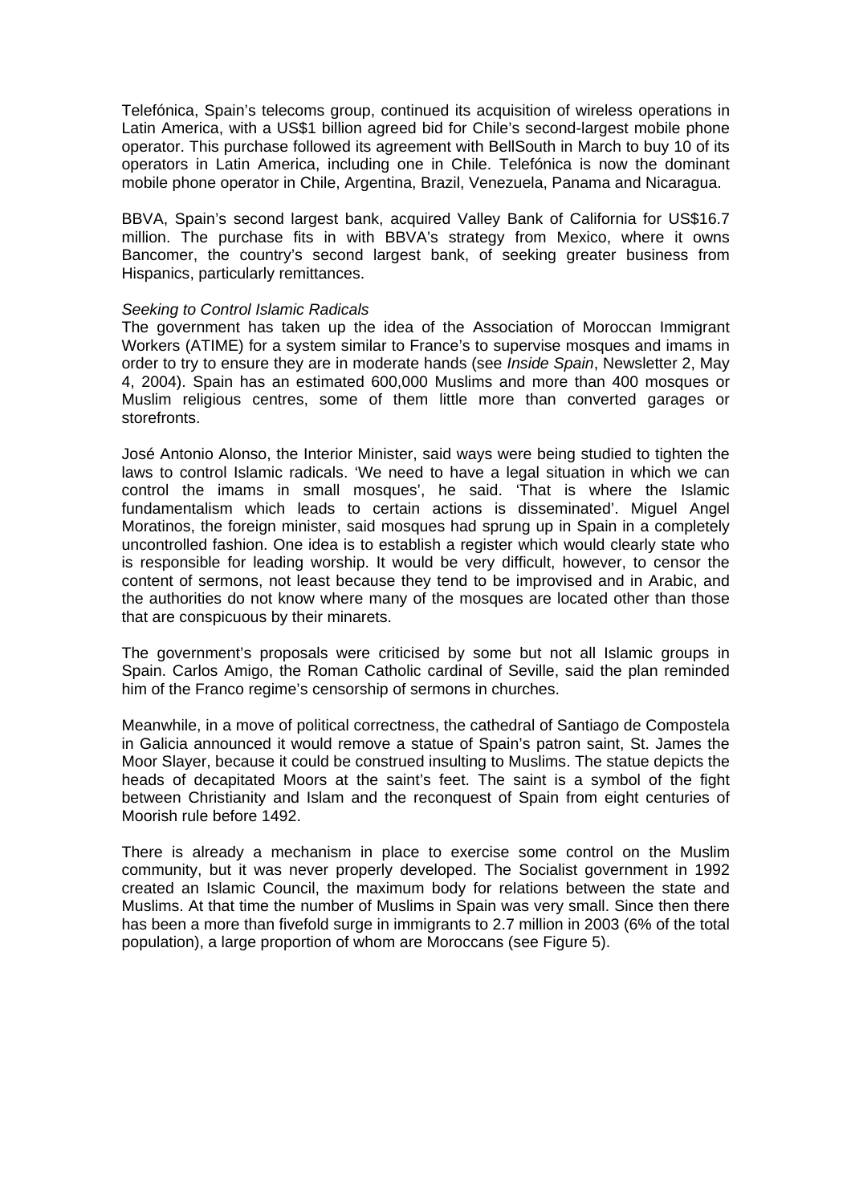Telefónica, Spain's telecoms group, continued its acquisition of wireless operations in Latin America, with a US$1 billion agreed bid for Chile's second-largest mobile phone operator. This purchase followed its agreement with BellSouth in March to buy 10 of its operators in Latin America, including one in Chile. Telefónica is now the dominant mobile phone operator in Chile, Argentina, Brazil, Venezuela, Panama and Nicaragua.

BBVA, Spain's second largest bank, acquired Valley Bank of California for US$16.7 million. The purchase fits in with BBVA's strategy from Mexico, where it owns Bancomer, the country's second largest bank, of seeking greater business from Hispanics, particularly remittances.

*Seeking to Control Islamic Radicals*

The government has taken up the idea of the Association of Moroccan Immigrant Workers (ATIME) for a system similar to France's to supervise mosques and imams in order to try to ensure they are in moderate hands (see *Inside Spain*, Newsletter 2, May 4, 2004). Spain has an estimated 600,000 Muslims and more than 400 mosques or Muslim religious centres, some of them little more than converted garages or storefronts.

José Antonio Alonso, the Interior Minister, said ways were being studied to tighten the laws to control Islamic radicals. 'We need to have a legal situation in which we can control the imams in small mosques', he said. 'That is where the Islamic fundamentalism which leads to certain actions is disseminated'. Miguel Angel Moratinos, the foreign minister, said mosques had sprung up in Spain in a completely uncontrolled fashion. One idea is to establish a register which would clearly state who is responsible for leading worship. It would be very difficult, however, to censor the content of sermons, not least because they tend to be improvised and in Arabic, and the authorities do not know where many of the mosques are located other than those that are conspicuous by their minarets.

The government's proposals were criticised by some but not all Islamic groups in Spain. Carlos Amigo, the Roman Catholic cardinal of Seville, said the plan reminded him of the Franco regime's censorship of sermons in churches.

Meanwhile, in a move of political correctness, the cathedral of Santiago de Compostela in Galicia announced it would remove a statue of Spain's patron saint, St. James the Moor Slayer, because it could be construed insulting to Muslims. The statue depicts the heads of decapitated Moors at the saint's feet. The saint is a symbol of the fight between Christianity and Islam and the reconquest of Spain from eight centuries of Moorish rule before 1492.

There is already a mechanism in place to exercise some control on the Muslim community, but it was never properly developed. The Socialist government in 1992 created an Islamic Council, the maximum body for relations between the state and Muslims. At that time the number of Muslims in Spain was very small. Since then there has been a more than fivefold surge in immigrants to 2.7 million in 2003 (6% of the total population), a large proportion of whom are Moroccans (see Figure 5).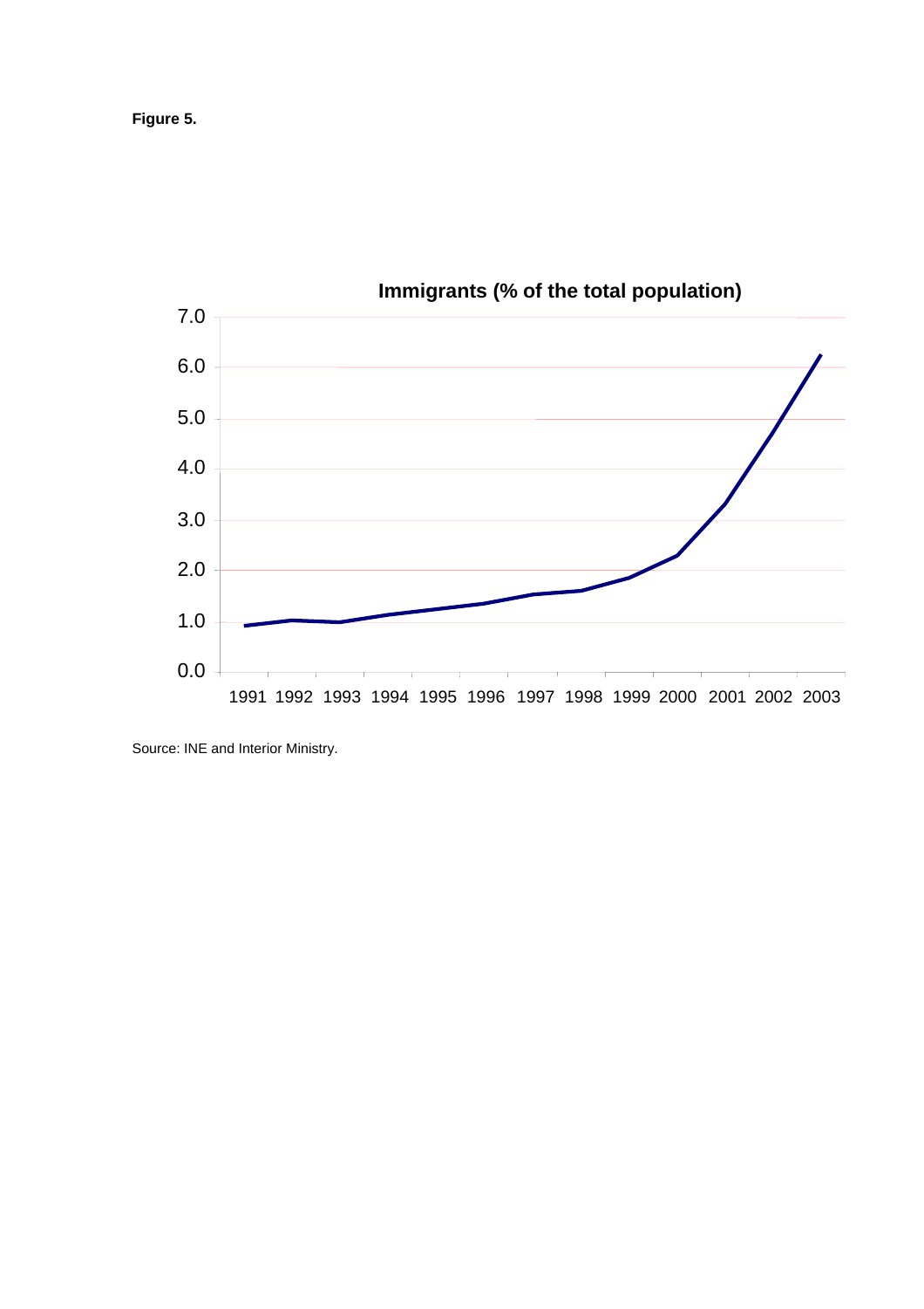**Figure 5.**

**Immigrants (% of the total population)**

7.0
6.0
5.0
4.0
3.0
2.0
1.0
0.0

1991 1992 1993 1994 1995 1996 1997 1998 1999 2000 2001 2002 2003

Source: INE and Interior Ministry.